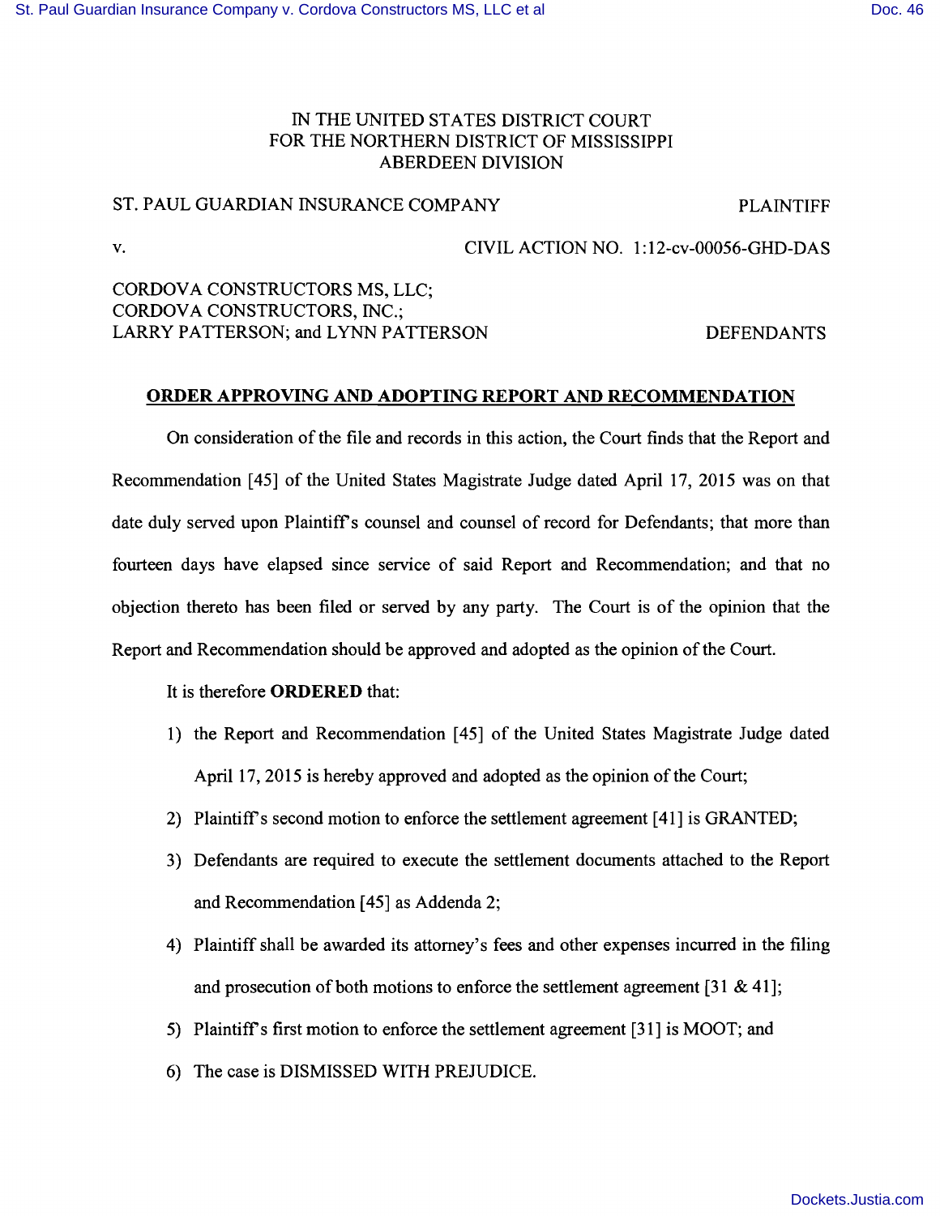IN THE UNITED STATES DISTRICT COURT
FOR THE NORTHERN DISTRICT OF MISSISSIPPI
ABERDEEN DIVISION

ST. PAUL GUARDIAN INSURANCE COMPANY — PLAINTIFF

v. — CIVIL ACTION NO. 1:12-cv-00056-GHD-DAS

CORDOVA CONSTRUCTORS MS, LLC;
CORDOVA CONSTRUCTORS, INC.;
LARRY PATTERSON; and LYNN PATTERSON — DEFENDANTS

## ORDER APPROVING AND ADOPTING REPORT AND RECOMMENDATION

On consideration of the file and records in this action, the Court finds that the Report and Recommendation [45] of the United States Magistrate Judge dated April 17, 2015 was on that date duly served upon Plaintiff's counsel and counsel of record for Defendants; that more than fourteen days have elapsed since service of said Report and Recommendation; and that no objection thereto has been filed or served by any party. The Court is of the opinion that the Report and Recommendation should be approved and adopted as the opinion of the Court.

It is therefore **ORDERED** that:

1) the Report and Recommendation [45] of the United States Magistrate Judge dated April 17, 2015 is hereby approved and adopted as the opinion of the Court;
2) Plaintiff's second motion to enforce the settlement agreement [41] is GRANTED;
3) Defendants are required to execute the settlement documents attached to the Report and Recommendation [45] as Addenda 2;
4) Plaintiff shall be awarded its attorney's fees and other expenses incurred in the filing and prosecution of both motions to enforce the settlement agreement [31 & 41];
5) Plaintiff's first motion to enforce the settlement agreement [31] is MOOT; and
6) The case is DISMISSED WITH PREJUDICE.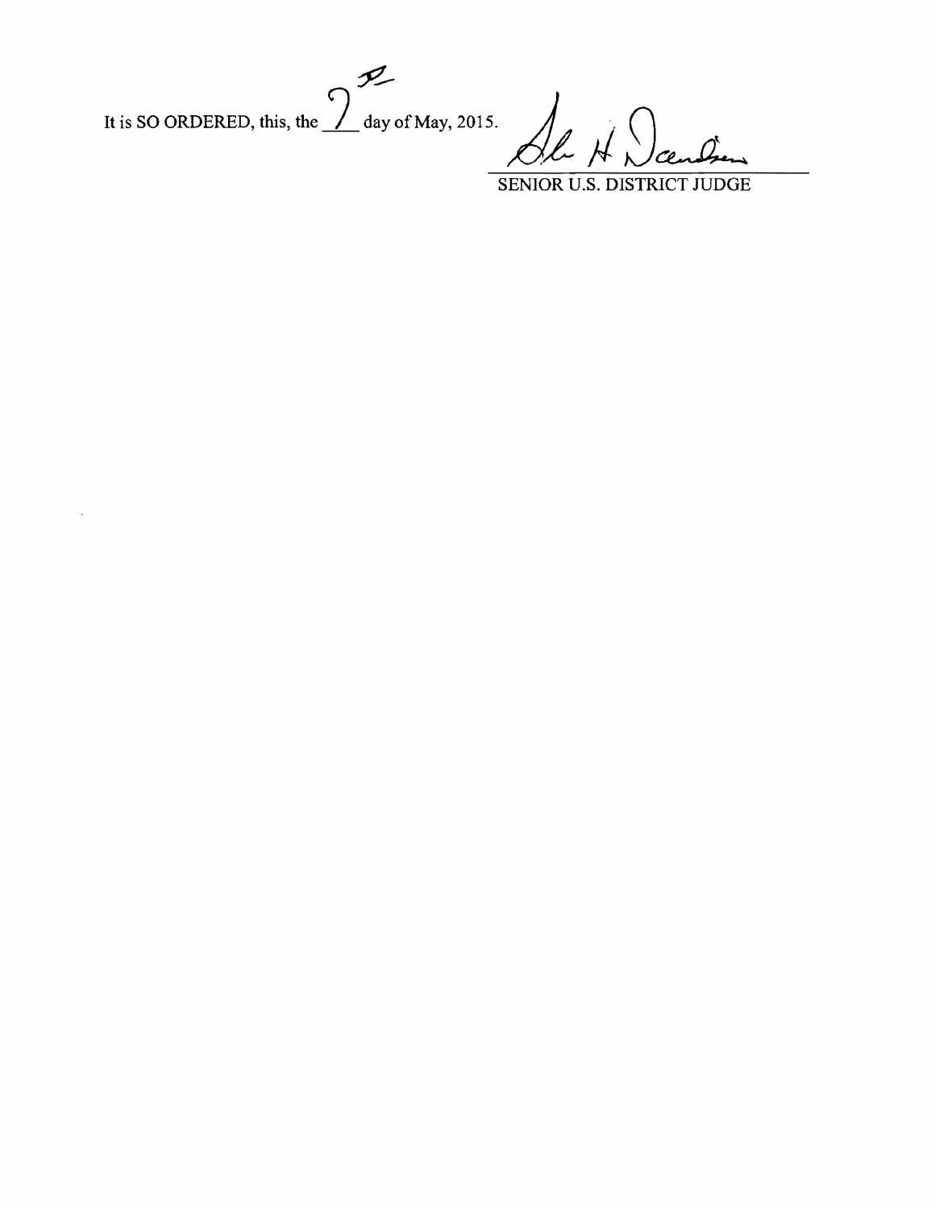It is SO ORDERED, this, the 7th day of May, 2015.

SENIOR U.S. DISTRICT JUDGE